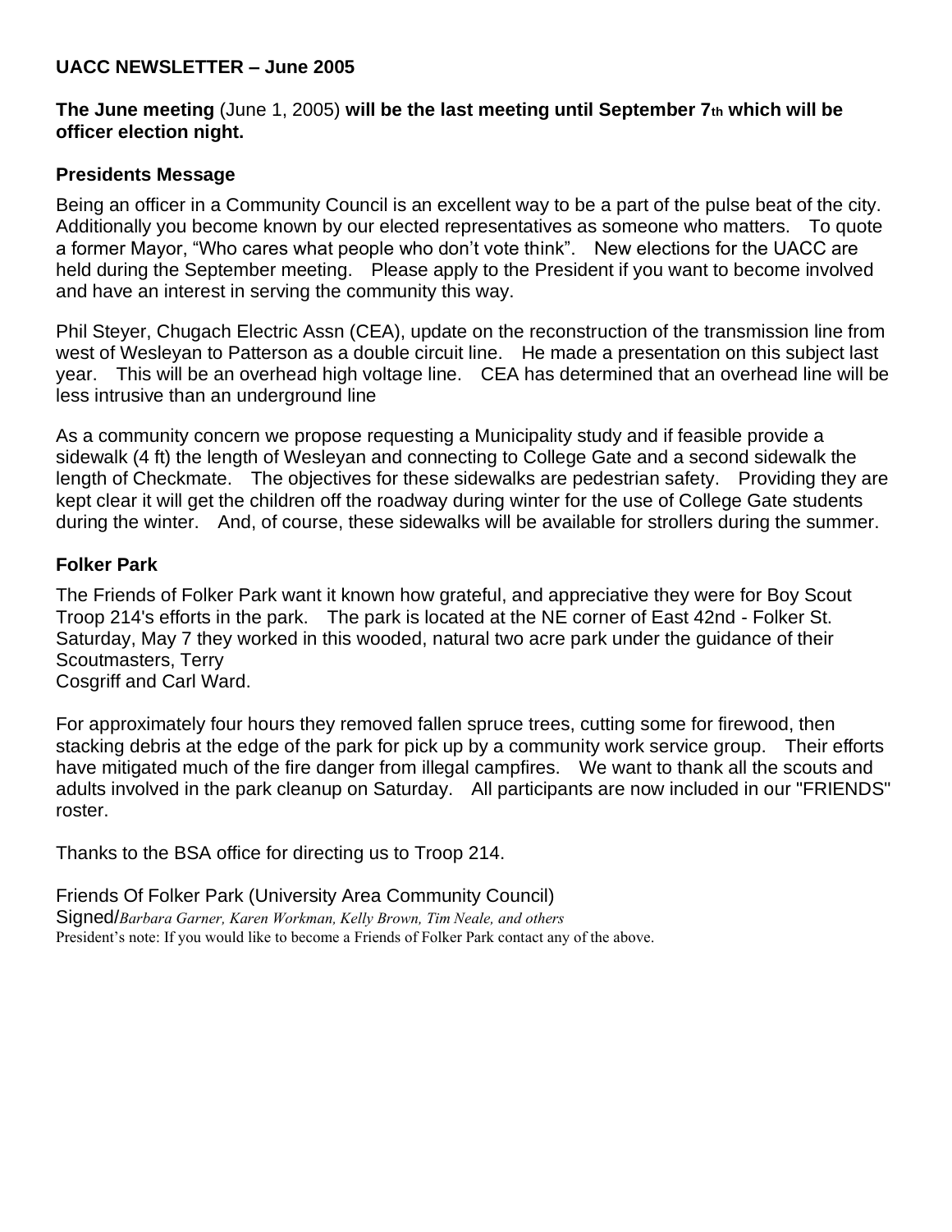**UACC NEWSLETTER – June 2005**

**The June meeting** (June 1, 2005) **will be the last meeting until September 7th which will be officer election night.**

### Presidents Message

Being an officer in a Community Council is an excellent way to be a part of the pulse beat of the city. Additionally you become known by our elected representatives as someone who matters. To quote a former Mayor, “Who cares what people who don’t vote think”. New elections for the UACC are held during the September meeting. Please apply to the President if you want to become involved and have an interest in serving the community this way.

Phil Steyer, Chugach Electric Assn (CEA), update on the reconstruction of the transmission line from west of Wesleyan to Patterson as a double circuit line. He made a presentation on this subject last year. This will be an overhead high voltage line. CEA has determined that an overhead line will be less intrusive than an underground line

As a community concern we propose requesting a Municipality study and if feasible provide a sidewalk (4 ft) the length of Wesleyan and connecting to College Gate and a second sidewalk the length of Checkmate. The objectives for these sidewalks are pedestrian safety. Providing they are kept clear it will get the children off the roadway during winter for the use of College Gate students during the winter. And, of course, these sidewalks will be available for strollers during the summer.

### Folker Park

The Friends of Folker Park want it known how grateful, and appreciative they were for Boy Scout Troop 214's efforts in the park. The park is located at the NE corner of East 42nd - Folker St. Saturday, May 7 they worked in this wooded, natural two acre park under the guidance of their Scoutmasters, Terry Cosgriff and Carl Ward.

For approximately four hours they removed fallen spruce trees, cutting some for firewood, then stacking debris at the edge of the park for pick up by a community work service group. Their efforts have mitigated much of the fire danger from illegal campfires. We want to thank all the scouts and adults involved in the park cleanup on Saturday. All participants are now included in our "FRIENDS" roster.

Thanks to the BSA office for directing us to Troop 214.

Friends Of Folker Park (University Area Community Council)
Signed/*Barbara Garner, Karen Workman, Kelly Brown, Tim Neale, and others*
President’s note: If you would like to become a Friends of Folker Park contact any of the above.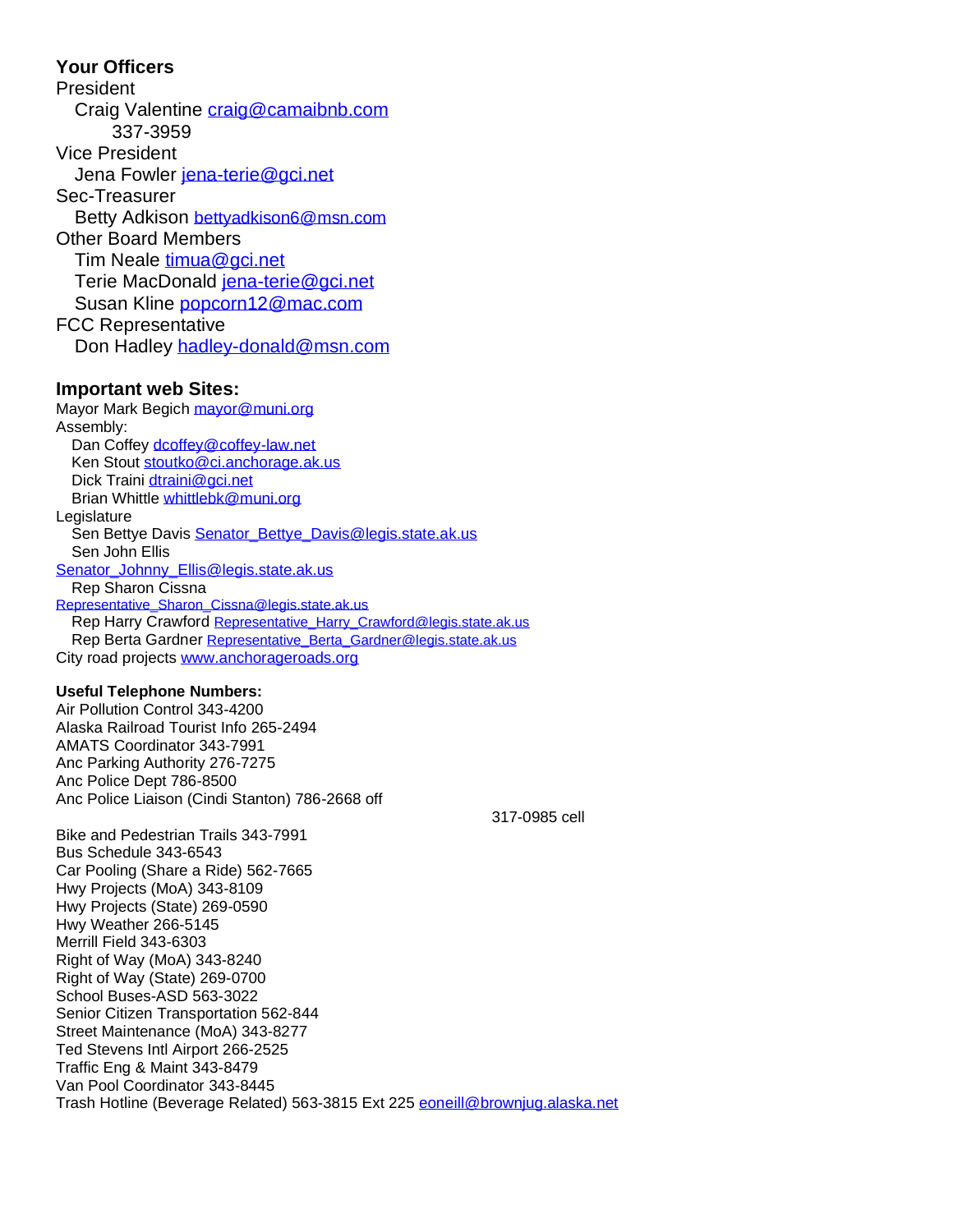## Your Officers

President
  Craig Valentine craig@camaibnb.com
    337-3959
Vice President
  Jena Fowler jena-terie@gci.net
Sec-Treasurer
  Betty Adkison bettyadkison6@msn.com
Other Board Members
  Tim Neale timua@gci.net
  Terie MacDonald jena-terie@gci.net
  Susan Kline popcorn12@mac.com
FCC Representative
  Don Hadley hadley-donald@msn.com

## Important web Sites:

Mayor Mark Begich mayor@muni.org
Assembly:
  Dan Coffey dcoffey@coffey-law.net
  Ken Stout stoutko@ci.anchorage.ak.us
  Dick Traini dtraini@gci.net
  Brian Whittle whittlebk@muni.org
Legislature
  Sen Bettye Davis Senator_Bettye_Davis@legis.state.ak.us
  Sen John Ellis
Senator_Johnny_Ellis@legis.state.ak.us
  Rep Sharon Cissna
Representative_Sharon_Cissna@legis.state.ak.us
  Rep Harry Crawford Representative_Harry_Crawford@legis.state.ak.us
  Rep Berta Gardner Representative_Berta_Gardner@legis.state.ak.us
City road projects www.anchorageroads.org

**Useful Telephone Numbers:**
Air Pollution Control 343-4200
Alaska Railroad Tourist Info 265-2494
AMATS Coordinator 343-7991
Anc Parking Authority 276-7275
Anc Police Dept 786-8500
Anc Police Liaison (Cindi Stanton) 786-2668 off
  317-0985 cell
Bike and Pedestrian Trails 343-7991
Bus Schedule 343-6543
Car Pooling (Share a Ride) 562-7665
Hwy Projects (MoA) 343-8109
Hwy Projects (State) 269-0590
Hwy Weather 266-5145
Merrill Field 343-6303
Right of Way (MoA) 343-8240
Right of Way (State) 269-0700
School Buses-ASD 563-3022
Senior Citizen Transportation 562-844
Street Maintenance (MoA) 343-8277
Ted Stevens Intl Airport 266-2525
Traffic Eng & Maint 343-8479
Van Pool Coordinator 343-8445
Trash Hotline (Beverage Related) 563-3815 Ext 225 eoneill@brownjug.alaska.net